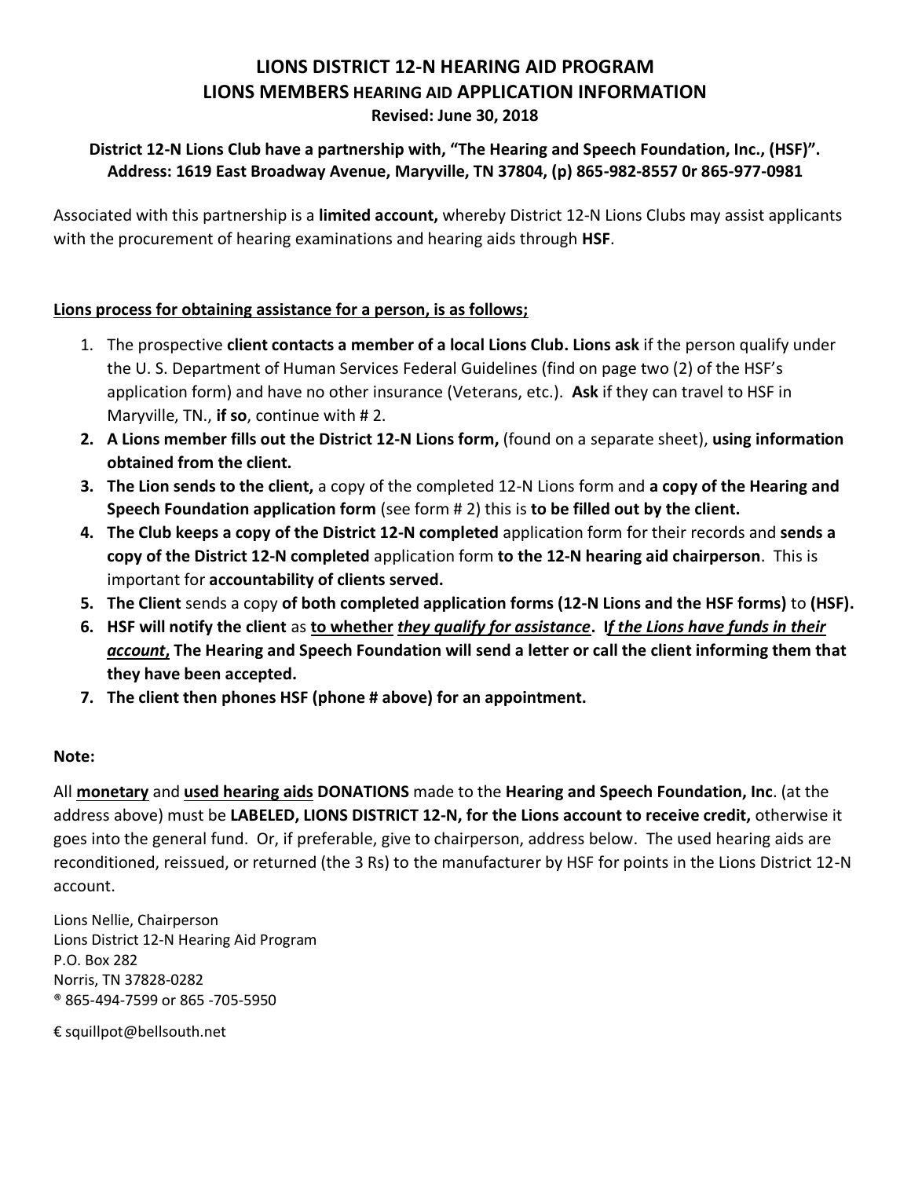# LIONS DISTRICT 12-N HEARING AID PROGRAM
# LIONS MEMBERS HEARING AID APPLICATION INFORMATION

**Revised: June 30, 2018**

**District 12-N Lions Club have a partnership with, "The Hearing and Speech Foundation, Inc., (HSF)". Address: 1619 East Broadway Avenue, Maryville, TN 37804, (p) 865-982-8557 0r 865-977-0981**

Associated with this partnership is a **limited account,** whereby District 12-N Lions Clubs may assist applicants with the procurement of hearing examinations and hearing aids through **HSF**.

**<u>Lions process for obtaining assistance for a person, is as follows;</u>**

1. The prospective **client contacts a member of a local Lions Club. Lions ask** if the person qualify under the U. S. Department of Human Services Federal Guidelines (find on page two (2) of the HSF's application form) and have no other insurance (Veterans, etc.). **Ask** if they can travel to HSF in Maryville, TN., **if so**, continue with # 2.
2. **A Lions member fills out the District 12-N Lions form,** (found on a separate sheet), **using information obtained from the client.**
3. **The Lion sends to the client,** a copy of the completed 12-N Lions form and **a copy of the Hearing and Speech Foundation application form** (see form # 2) this is **to be filled out by the client.**
4. **The Club keeps a copy of the District 12-N completed** application form for their records and **sends a copy of the District 12-N completed** application form **to the 12-N hearing aid chairperson**. This is important for **accountability of clients served.**
5. **The Client** sends a copy **of both completed application forms (12-N Lions and the HSF forms)** to **(HSF).**
6. **HSF will notify the client** as **<u>to whether</u> <u>*they qualify for assistance*</u>. I<u>*f the Lions have funds in their account*</u>, The Hearing and Speech Foundation will send a letter or call the client informing them that they have been accepted.**
7. **The client then phones HSF (phone # above) for an appointment.**

**Note:**

All **<u>monetary</u>** and **<u>used hearing aids</u> DONATIONS** made to the **Hearing and Speech Foundation, Inc**. (at the address above) must be **LABELED, LIONS DISTRICT 12-N, for the Lions account to receive credit,** otherwise it goes into the general fund. Or, if preferable, give to chairperson, address below. The used hearing aids are reconditioned, reissued, or returned (the 3 Rs) to the manufacturer by HSF for points in the Lions District 12-N account.

Lions Nellie, Chairperson
Lions District 12-N Hearing Aid Program
P.O. Box 282
Norris, TN 37828-0282
® 865-494-7599 or 865 -705-5950

€ squillpot@bellsouth.net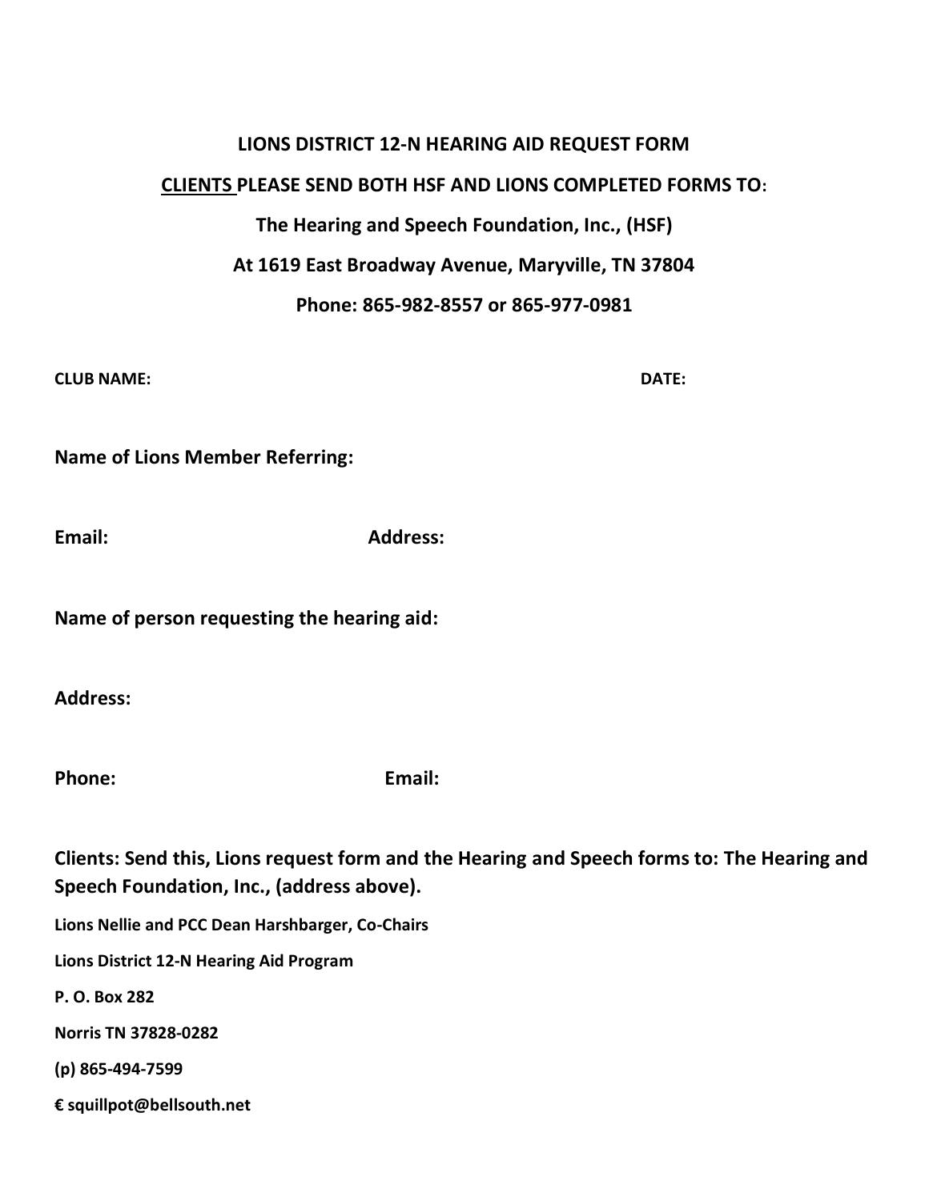**LIONS DISTRICT 12-N HEARING AID REQUEST FORM**

**<u>CLIENTS</u> PLEASE SEND BOTH HSF AND LIONS COMPLETED FORMS TO:**

**The Hearing and Speech Foundation, Inc., (HSF)**

**At 1619 East Broadway Avenue, Maryville, TN 37804**

**Phone: 865-982-8557 or 865-977-0981**

**CLUB NAME:** **DATE:**

**Name of Lions Member Referring:**

**Email:** **Address:**

**Name of person requesting the hearing aid:**

**Address:**

**Phone:** **Email:**

**Clients: Send this, Lions request form and the Hearing and Speech forms to: The Hearing and Speech Foundation, Inc., (address above).**

**Lions Nellie and PCC Dean Harshbarger, Co-Chairs**

**Lions District 12-N Hearing Aid Program**

**P. O. Box 282**

**Norris TN 37828-0282**

**(p) 865-494-7599**

**€ squillpot@bellsouth.net**